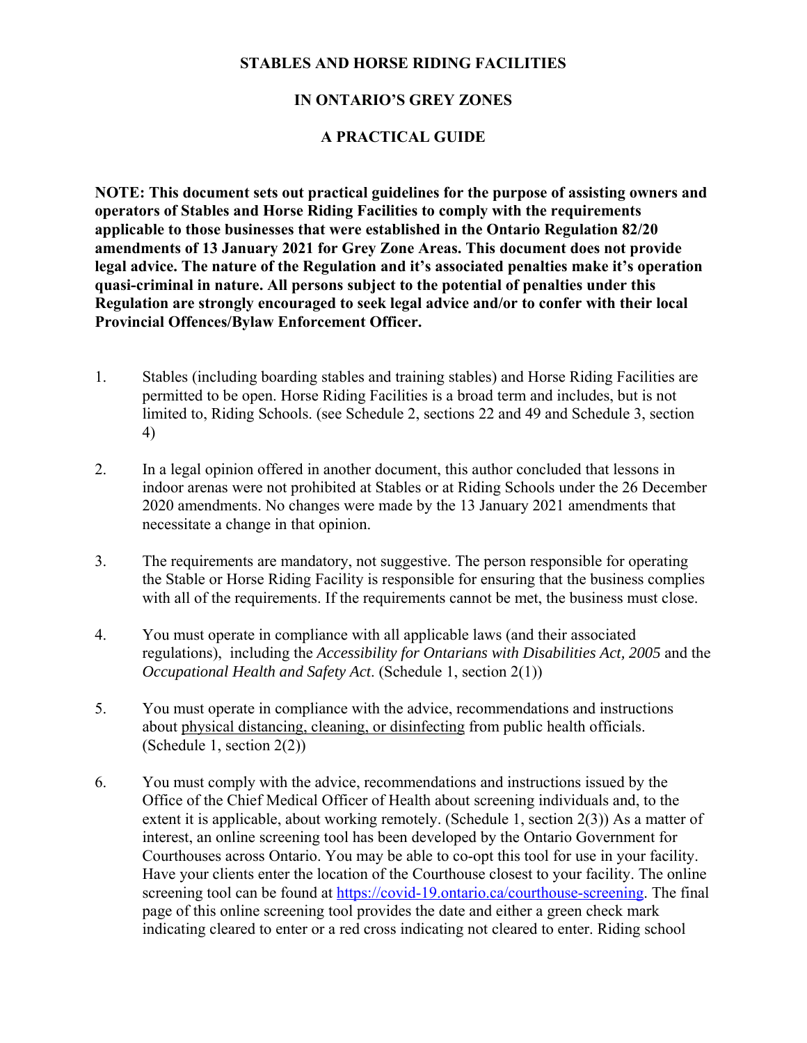**STABLES AND HORSE RIDING FACILITIES**

**IN ONTARIO'S GREY ZONES**

**A PRACTICAL GUIDE**

**NOTE: This document sets out practical guidelines for the purpose of assisting owners and operators of Stables and Horse Riding Facilities to comply with the requirements applicable to those businesses that were established in the Ontario Regulation 82/20 amendments of 13 January 2021 for Grey Zone Areas. This document does not provide legal advice. The nature of the Regulation and it's associated penalties make it's operation quasi-criminal in nature. All persons subject to the potential of penalties under this Regulation are strongly encouraged to seek legal advice and/or to confer with their local Provincial Offences/Bylaw Enforcement Officer.**

1. Stables (including boarding stables and training stables) and Horse Riding Facilities are permitted to be open. Horse Riding Facilities is a broad term and includes, but is not limited to, Riding Schools. (see Schedule 2, sections 22 and 49 and Schedule 3, section 4)

2. In a legal opinion offered in another document, this author concluded that lessons in indoor arenas were not prohibited at Stables or at Riding Schools under the 26 December 2020 amendments. No changes were made by the 13 January 2021 amendments that necessitate a change in that opinion.

3. The requirements are mandatory, not suggestive. The person responsible for operating the Stable or Horse Riding Facility is responsible for ensuring that the business complies with all of the requirements. If the requirements cannot be met, the business must close.

4. You must operate in compliance with all applicable laws (and their associated regulations), including the *Accessibility for Ontarians with Disabilities Act, 2005* and the *Occupational Health and Safety Act*. (Schedule 1, section 2(1))

5. You must operate in compliance with the advice, recommendations and instructions about physical distancing, cleaning, or disinfecting from public health officials. (Schedule 1, section 2(2))

6. You must comply with the advice, recommendations and instructions issued by the Office of the Chief Medical Officer of Health about screening individuals and, to the extent it is applicable, about working remotely. (Schedule 1, section 2(3)) As a matter of interest, an online screening tool has been developed by the Ontario Government for Courthouses across Ontario. You may be able to co-opt this tool for use in your facility. Have your clients enter the location of the Courthouse closest to your facility. The online screening tool can be found at https://covid-19.ontario.ca/courthouse-screening. The final page of this online screening tool provides the date and either a green check mark indicating cleared to enter or a red cross indicating not cleared to enter. Riding school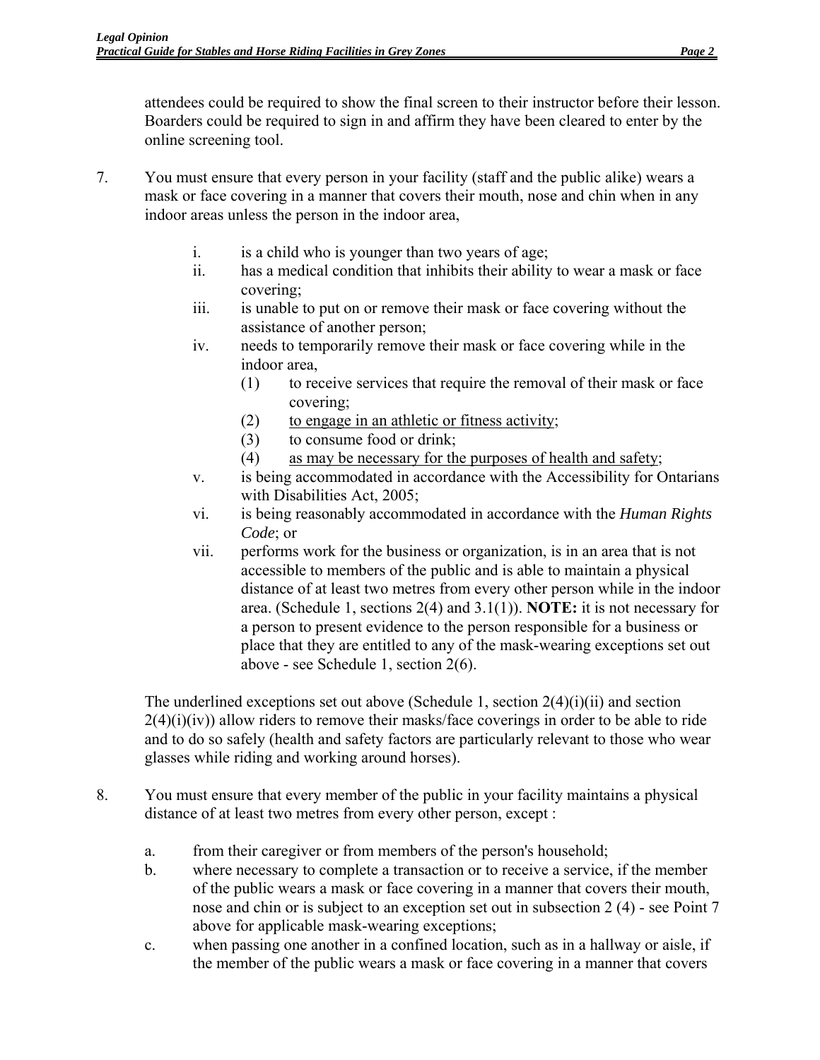attendees could be required to show the final screen to their instructor before their lesson. Boarders could be required to sign in and affirm they have been cleared to enter by the online screening tool.

7. You must ensure that every person in your facility (staff and the public alike) wears a mask or face covering in a manner that covers their mouth, nose and chin when in any indoor areas unless the person in the indoor area,

   i. is a child who is younger than two years of age;
   ii. has a medical condition that inhibits their ability to wear a mask or face covering;
   iii. is unable to put on or remove their mask or face covering without the assistance of another person;
   iv. needs to temporarily remove their mask or face covering while in the indoor area,
      (1) to receive services that require the removal of their mask or face covering;
      (2) <u>to engage in an athletic or fitness activity</u>;
      (3) to consume food or drink;
      (4) <u>as may be necessary for the purposes of health and safety</u>;
   v. is being accommodated in accordance with the Accessibility for Ontarians with Disabilities Act, 2005;
   vi. is being reasonably accommodated in accordance with the *Human Rights Code*; or
   vii. performs work for the business or organization, is in an area that is not accessible to members of the public and is able to maintain a physical distance of at least two metres from every other person while in the indoor area. (Schedule 1, sections 2(4) and 3.1(1)). **NOTE:** it is not necessary for a person to present evidence to the person responsible for a business or place that they are entitled to any of the mask-wearing exceptions set out above - see Schedule 1, section 2(6).

   The underlined exceptions set out above (Schedule 1, section 2(4)(i)(ii) and section 2(4)(i)(iv)) allow riders to remove their masks/face coverings in order to be able to ride and to do so safely (health and safety factors are particularly relevant to those who wear glasses while riding and working around horses).

8. You must ensure that every member of the public in your facility maintains a physical distance of at least two metres from every other person, except :

   a. from their caregiver or from members of the person's household;
   b. where necessary to complete a transaction or to receive a service, if the member of the public wears a mask or face covering in a manner that covers their mouth, nose and chin or is subject to an exception set out in subsection 2 (4) - see Point 7 above for applicable mask-wearing exceptions;
   c. when passing one another in a confined location, such as in a hallway or aisle, if the member of the public wears a mask or face covering in a manner that covers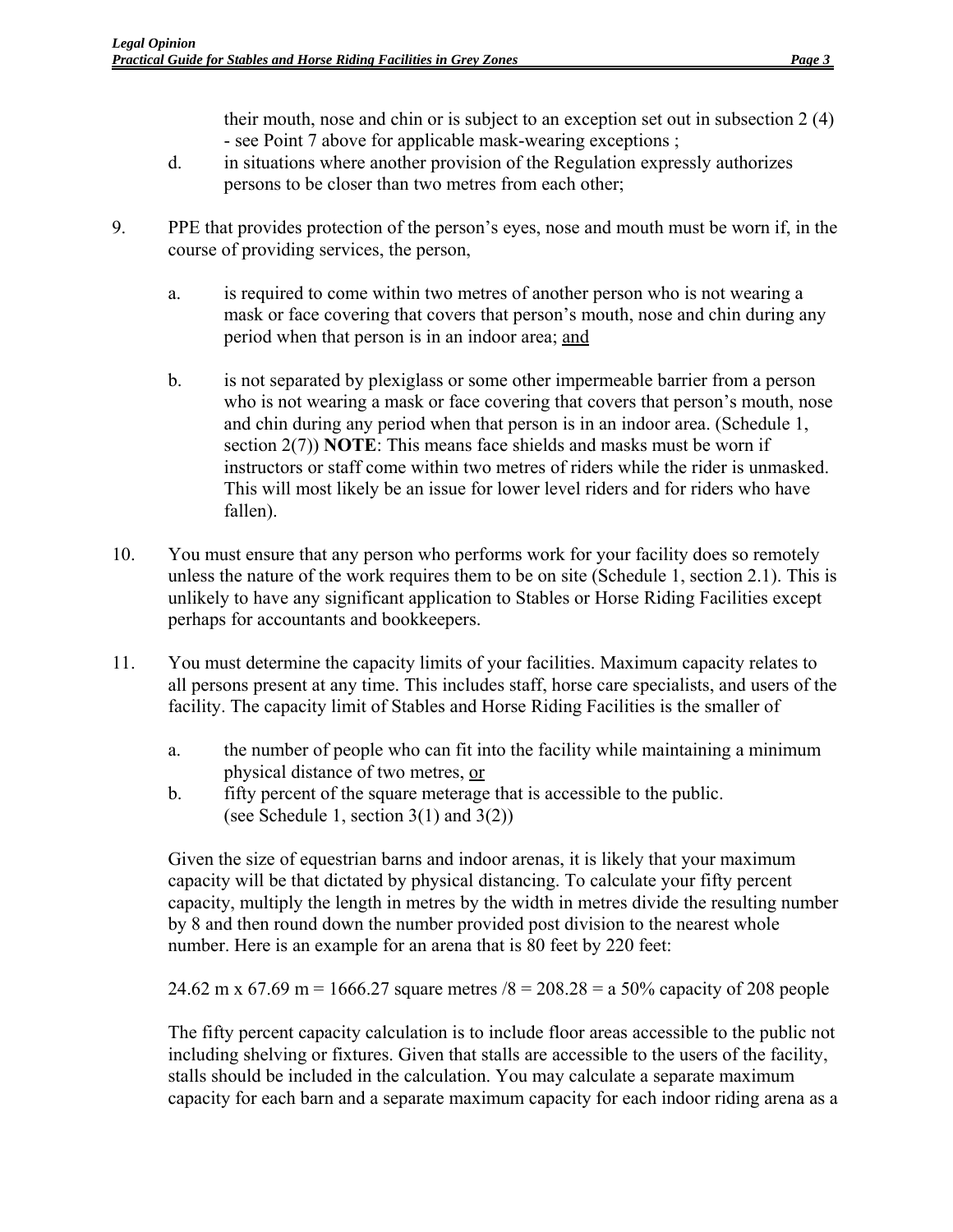their mouth, nose and chin or is subject to an exception set out in subsection 2 (4) - see Point 7 above for applicable mask-wearing exceptions ;

d. in situations where another provision of the Regulation expressly authorizes persons to be closer than two metres from each other;

9. PPE that provides protection of the person's eyes, nose and mouth must be worn if, in the course of providing services, the person,

   a. is required to come within two metres of another person who is not wearing a mask or face covering that covers that person's mouth, nose and chin during any period when that person is in an indoor area; <u>and</u>

   b. is not separated by plexiglass or some other impermeable barrier from a person who is not wearing a mask or face covering that covers that person's mouth, nose and chin during any period when that person is in an indoor area. (Schedule 1, section 2(7)) **NOTE**: This means face shields and masks must be worn if instructors or staff come within two metres of riders while the rider is unmasked. This will most likely be an issue for lower level riders and for riders who have fallen).

10. You must ensure that any person who performs work for your facility does so remotely unless the nature of the work requires them to be on site (Schedule 1, section 2.1). This is unlikely to have any significant application to Stables or Horse Riding Facilities except perhaps for accountants and bookkeepers.

11. You must determine the capacity limits of your facilities. Maximum capacity relates to all persons present at any time. This includes staff, horse care specialists, and users of the facility. The capacity limit of Stables and Horse Riding Facilities is the smaller of

   a. the number of people who can fit into the facility while maintaining a minimum physical distance of two metres, <u>or</u>
   b. fifty percent of the square meterage that is accessible to the public. (see Schedule 1, section 3(1) and 3(2))

   Given the size of equestrian barns and indoor arenas, it is likely that your maximum capacity will be that dictated by physical distancing. To calculate your fifty percent capacity, multiply the length in metres by the width in metres divide the resulting number by 8 and then round down the number provided post division to the nearest whole number. Here is an example for an arena that is 80 feet by 220 feet:

   24.62 m x 67.69 m = 1666.27 square metres /8 = 208.28 = a 50% capacity of 208 people

   The fifty percent capacity calculation is to include floor areas accessible to the public not including shelving or fixtures. Given that stalls are accessible to the users of the facility, stalls should be included in the calculation. You may calculate a separate maximum capacity for each barn and a separate maximum capacity for each indoor riding arena as a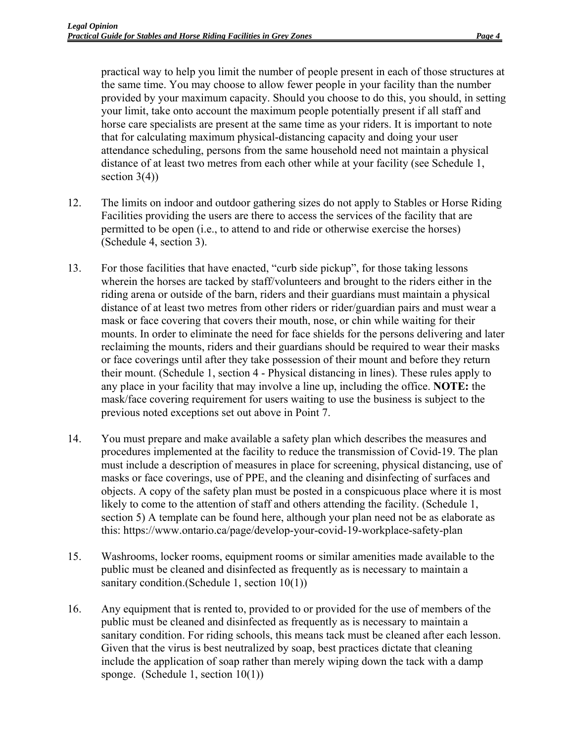practical way to help you limit the number of people present in each of those structures at the same time. You may choose to allow fewer people in your facility than the number provided by your maximum capacity. Should you choose to do this, you should, in setting your limit, take onto account the maximum people potentially present if all staff and horse care specialists are present at the same time as your riders. It is important to note that for calculating maximum physical-distancing capacity and doing your user attendance scheduling, persons from the same household need not maintain a physical distance of at least two metres from each other while at your facility (see Schedule 1, section 3(4))

12. The limits on indoor and outdoor gathering sizes do not apply to Stables or Horse Riding Facilities providing the users are there to access the services of the facility that are permitted to be open (i.e., to attend to and ride or otherwise exercise the horses) (Schedule 4, section 3).

13. For those facilities that have enacted, "curb side pickup", for those taking lessons wherein the horses are tacked by staff/volunteers and brought to the riders either in the riding arena or outside of the barn, riders and their guardians must maintain a physical distance of at least two metres from other riders or rider/guardian pairs and must wear a mask or face covering that covers their mouth, nose, or chin while waiting for their mounts. In order to eliminate the need for face shields for the persons delivering and later reclaiming the mounts, riders and their guardians should be required to wear their masks or face coverings until after they take possession of their mount and before they return their mount. (Schedule 1, section 4 - Physical distancing in lines). These rules apply to any place in your facility that may involve a line up, including the office. **NOTE:** the mask/face covering requirement for users waiting to use the business is subject to the previous noted exceptions set out above in Point 7.

14. You must prepare and make available a safety plan which describes the measures and procedures implemented at the facility to reduce the transmission of Covid-19. The plan must include a description of measures in place for screening, physical distancing, use of masks or face coverings, use of PPE, and the cleaning and disinfecting of surfaces and objects. A copy of the safety plan must be posted in a conspicuous place where it is most likely to come to the attention of staff and others attending the facility. (Schedule 1, section 5) A template can be found here, although your plan need not be as elaborate as this: https://www.ontario.ca/page/develop-your-covid-19-workplace-safety-plan

15. Washrooms, locker rooms, equipment rooms or similar amenities made available to the public must be cleaned and disinfected as frequently as is necessary to maintain a sanitary condition.(Schedule 1, section 10(1))

16. Any equipment that is rented to, provided to or provided for the use of members of the public must be cleaned and disinfected as frequently as is necessary to maintain a sanitary condition. For riding schools, this means tack must be cleaned after each lesson. Given that the virus is best neutralized by soap, best practices dictate that cleaning include the application of soap rather than merely wiping down the tack with a damp sponge. (Schedule 1, section 10(1))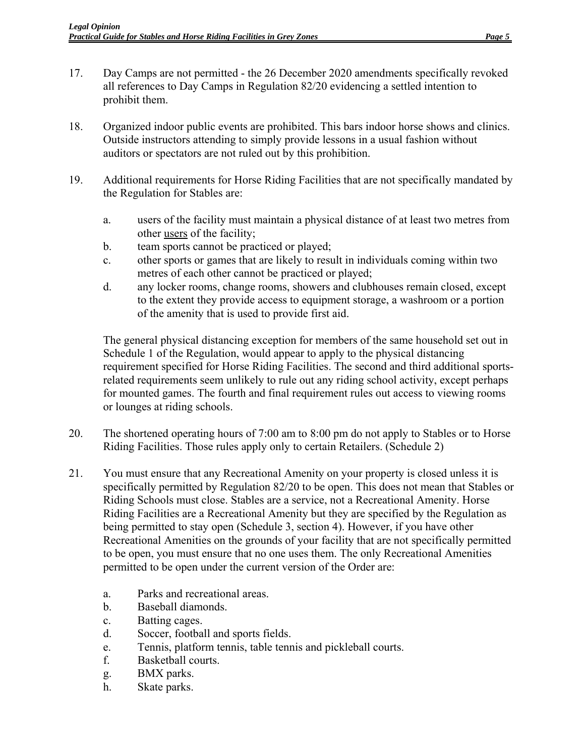17. Day Camps are not permitted - the 26 December 2020 amendments specifically revoked all references to Day Camps in Regulation 82/20 evidencing a settled intention to prohibit them.

18. Organized indoor public events are prohibited. This bars indoor horse shows and clinics. Outside instructors attending to simply provide lessons in a usual fashion without auditors or spectators are not ruled out by this prohibition.

19. Additional requirements for Horse Riding Facilities that are not specifically mandated by the Regulation for Stables are:

    a. users of the facility must maintain a physical distance of at least two metres from other <u>users</u> of the facility;
    b. team sports cannot be practiced or played;
    c. other sports or games that are likely to result in individuals coming within two metres of each other cannot be practiced or played;
    d. any locker rooms, change rooms, showers and clubhouses remain closed, except to the extent they provide access to equipment storage, a washroom or a portion of the amenity that is used to provide first aid.

    The general physical distancing exception for members of the same household set out in Schedule 1 of the Regulation, would appear to apply to the physical distancing requirement specified for Horse Riding Facilities. The second and third additional sports-related requirements seem unlikely to rule out any riding school activity, except perhaps for mounted games. The fourth and final requirement rules out access to viewing rooms or lounges at riding schools.

20. The shortened operating hours of 7:00 am to 8:00 pm do not apply to Stables or to Horse Riding Facilities. Those rules apply only to certain Retailers. (Schedule 2)

21. You must ensure that any Recreational Amenity on your property is closed unless it is specifically permitted by Regulation 82/20 to be open. This does not mean that Stables or Riding Schools must close. Stables are a service, not a Recreational Amenity. Horse Riding Facilities are a Recreational Amenity but they are specified by the Regulation as being permitted to stay open (Schedule 3, section 4). However, if you have other Recreational Amenities on the grounds of your facility that are not specifically permitted to be open, you must ensure that no one uses them. The only Recreational Amenities permitted to be open under the current version of the Order are:

    a. Parks and recreational areas.
    b. Baseball diamonds.
    c. Batting cages.
    d. Soccer, football and sports fields.
    e. Tennis, platform tennis, table tennis and pickleball courts.
    f. Basketball courts.
    g. BMX parks.
    h. Skate parks.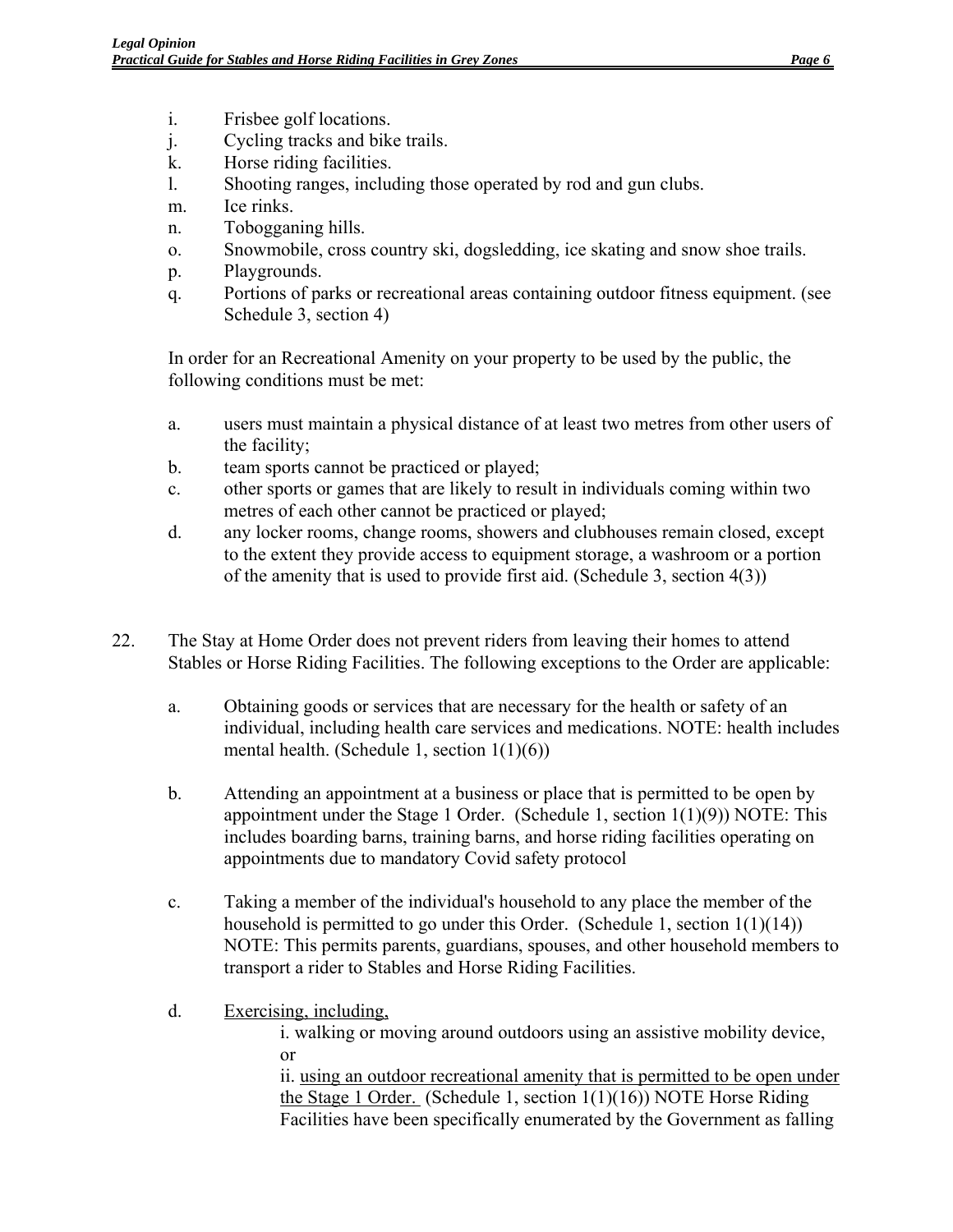i. Frisbee golf locations.
j. Cycling tracks and bike trails.
k. Horse riding facilities.
l. Shooting ranges, including those operated by rod and gun clubs.
m. Ice rinks.
n. Tobogganing hills.
o. Snowmobile, cross country ski, dogsledding, ice skating and snow shoe trails.
p. Playgrounds.
q. Portions of parks or recreational areas containing outdoor fitness equipment. (see Schedule 3, section 4)

In order for an Recreational Amenity on your property to be used by the public, the following conditions must be met:

a. users must maintain a physical distance of at least two metres from other users of the facility;
b. team sports cannot be practiced or played;
c. other sports or games that are likely to result in individuals coming within two metres of each other cannot be practiced or played;
d. any locker rooms, change rooms, showers and clubhouses remain closed, except to the extent they provide access to equipment storage, a washroom or a portion of the amenity that is used to provide first aid. (Schedule 3, section 4(3))

22. The Stay at Home Order does not prevent riders from leaving their homes to attend Stables or Horse Riding Facilities. The following exceptions to the Order are applicable:

a. Obtaining goods or services that are necessary for the health or safety of an individual, including health care services and medications. NOTE: health includes mental health. (Schedule 1, section 1(1)(6))

b. Attending an appointment at a business or place that is permitted to be open by appointment under the Stage 1 Order. (Schedule 1, section 1(1)(9)) NOTE: This includes boarding barns, training barns, and horse riding facilities operating on appointments due to mandatory Covid safety protocol

c. Taking a member of the individual's household to any place the member of the household is permitted to go under this Order. (Schedule 1, section 1(1)(14)) NOTE: This permits parents, guardians, spouses, and other household members to transport a rider to Stables and Horse Riding Facilities.

d. <u>Exercising, including,</u>

   i. walking or moving around outdoors using an assistive mobility device, or

   ii. <u>using an outdoor recreational amenity that is permitted to be open under the Stage 1 Order.</u> (Schedule 1, section 1(1)(16)) NOTE Horse Riding Facilities have been specifically enumerated by the Government as falling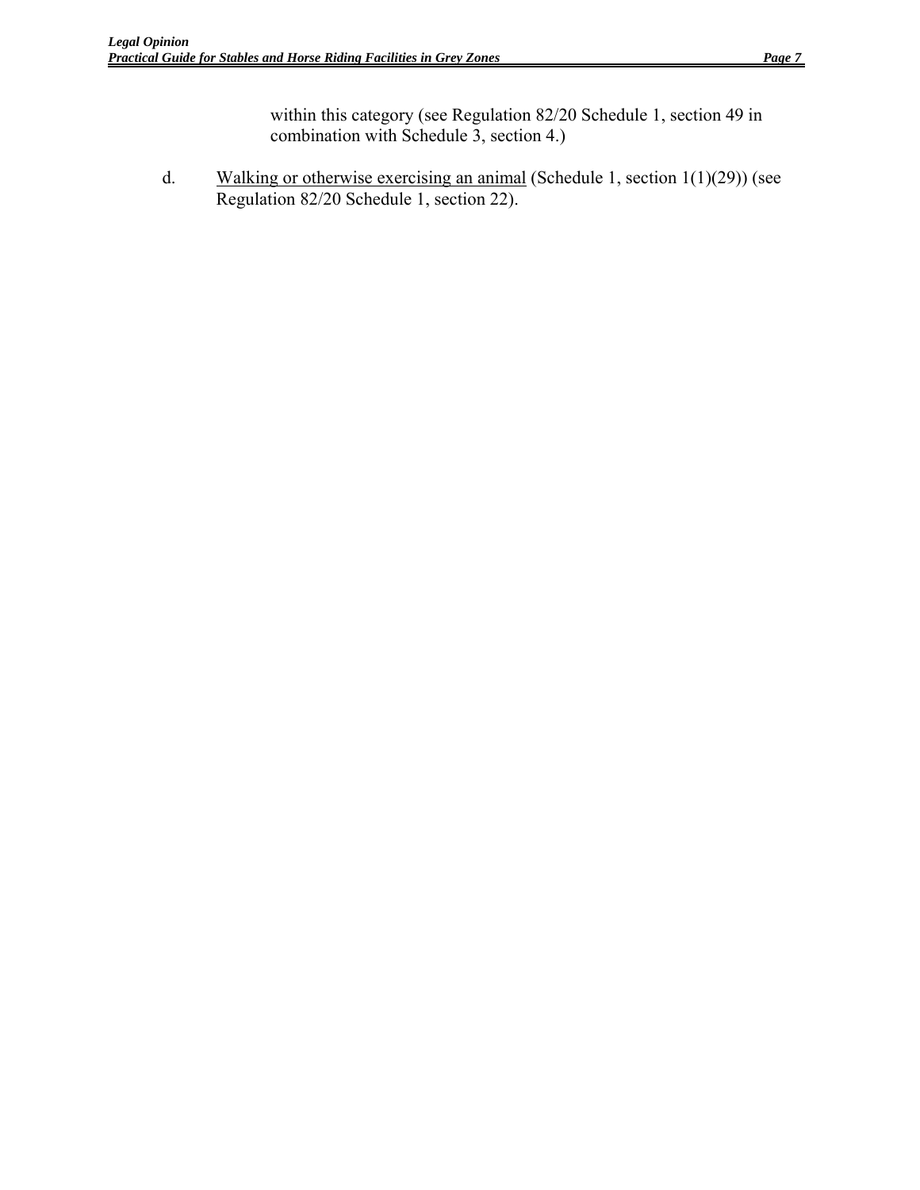within this category (see Regulation 82/20 Schedule 1, section 49 in combination with Schedule 3, section 4.)

d. <u>Walking or otherwise exercising an animal</u> (Schedule 1, section 1(1)(29)) (see Regulation 82/20 Schedule 1, section 22).